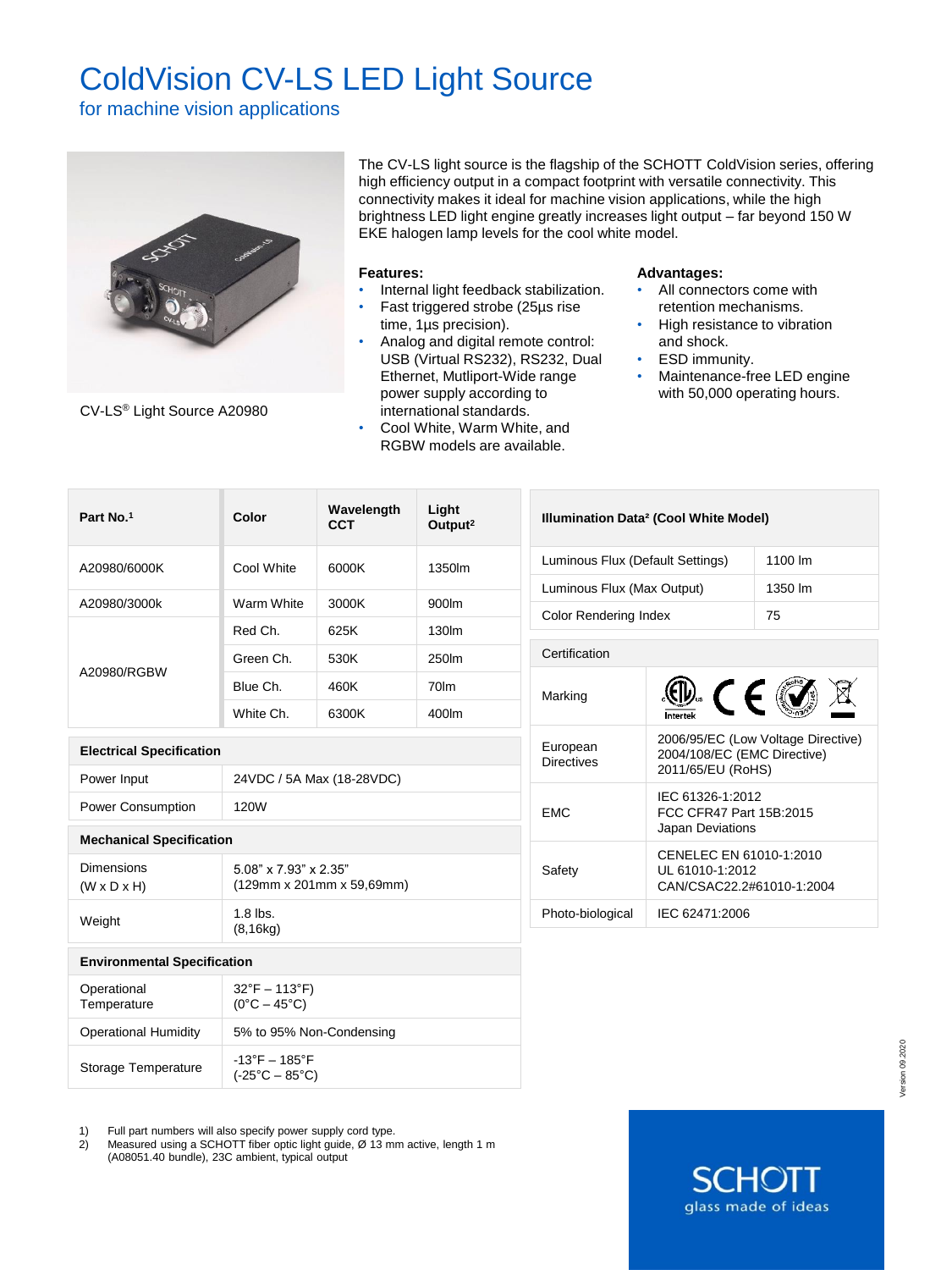# ColdVision CV-LS LED Light Source

## for machine vision applications

CV-LS® Light Source A20980

The CV-LS light source is the flagship of the SCHOTT ColdVision series, offering high efficiency output in a compact footprint with versatile connectivity. This connectivity makes it ideal for machine vision applications, while the high brightness LED light engine greatly increases light output – far beyond 150 W EKE halogen lamp levels for the cool white model.

**Features:**

- Internal light feedback stabilization.
- Fast triggered strobe (25µs rise time, 1µs precision).
- Analog and digital remote control: USB (Virtual RS232), RS232, Dual Ethernet, Mutliport-Wide range power supply according to international standards.
- Cool White, Warm White, and RGBW models are available.

**Advantages:**

- All connectors come with retention mechanisms.
- High resistance to vibration and shock.
- ESD immunity.
- Maintenance-free LED engine with 50,000 operating hours.

| Part No.[1] | Color | Wavelength CCT | Light Output[2] |
|---|---|---|---|
| A20980/6000K | Cool White | 6000K | 1350lm |
| A20980/3000k | Warm White | 3000K | 900lm |
| A20980/RGBW | Red Ch. | 625K | 130lm |
| | Green Ch. | 530K | 250lm |
| | Blue Ch. | 460K | 70lm |
| | White Ch. | 6300K | 400lm |

| Electrical Specification | |
|---|---|
| Power Input | 24VDC / 5A Max (18-28VDC) |
| Power Consumption | 120W |

| Mechanical Specification | |
|---|---|
| Dimensions (W x D x H) | 5.08" x 7.93" x 2.35" (129mm x 201mm x 59,69mm) |
| Weight | 1.8 lbs. (8,16kg) |

| Environmental Specification | |
|---|---|
| Operational Temperature | 32°F – 113°F) (0°C – 45°C) |
| Operational Humidity | 5% to 95% Non-Condensing |
| Storage Temperature | -13°F – 185°F (-25°C – 85°C) |

| Illumination Data[2] (Cool White Model) | |
|---|---|
| Luminous Flux (Default Settings) | 1100 lm |
| Luminous Flux (Max Output) | 1350 lm |
| Color Rendering Index | 75 |

| Certification | |
|---|---|
| Marking | ETL (Intertek), CE, RoHS, WEEE |
| European Directives | 2006/95/EC (Low Voltage Directive) 2004/108/EC (EMC Directive) 2011/65/EU (RoHS) |
| EMC | IEC 61326-1:2012 FCC CFR47 Part 15B:2015 Japan Deviations |
| Safety | CENELEC EN 61010-1:2010 UL 61010-1:2012 CAN/CSAC22.2#61010-1:2004 |
| Photo-biological | IEC 62471:2006 |

1) Full part numbers will also specify power supply cord type.
2) Measured using a SCHOTT fiber optic light guide, Ø 13 mm active, length 1 m (A08051.40 bundle), 23C ambient, typical output

Version 09 2020

SCHOTT glass made of ideas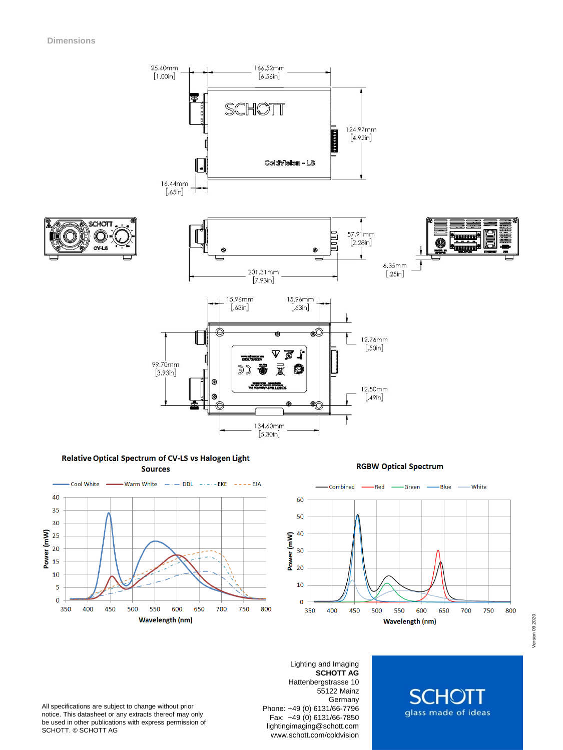## Dimensions

25.40mm
[1.00in]

166.52mm
[6.56in]

124.97mm
[4.92in]

16.44mm
[.65in]

SCHOTT

ColdVision - LS

57.91mm
[2.28in]

201.31mm
[7.93in]

6.35mm
[.25in]

15.96mm
[.63in]

15.96mm
[.63in]

12.76mm
[.50in]

99.70mm
[3.93in]

12.50mm
[.49in]

134.60mm
[5.30in]

### Relative Optical Spectrum of CV-LS vs Halogen Light Sources

Cool White, Warm White, DDL, EKE, EJA

Power (mW)

0, 5, 10, 15, 20, 25, 30, 35, 40

350, 400, 450, 500, 550, 600, 650, 700, 750, 800

Wavelength (nm)

### RGBW Optical Spectrum

Combined, Red, Green, Blue, White

Power (mW)

0, 10, 20, 30, 40, 50, 60

350, 400, 450, 500, 550, 600, 650, 700, 750, 800

Wavelength (nm)

All specifications are subject to change without prior notice. This datasheet or any extracts thereof may only be used in other publications with express permission of SCHOTT. © SCHOTT AG

Lighting and Imaging
**SCHOTT AG**
Hattenbergstrasse 10
55122 Mainz
Germany
Phone: +49 (0) 6131/66-7796
Fax: +49 (0) 6131/66-7850
lightingimaging@schott.com
www.schott.com/coldvision

SCHOTT
glass made of ideas

Version 09 2020